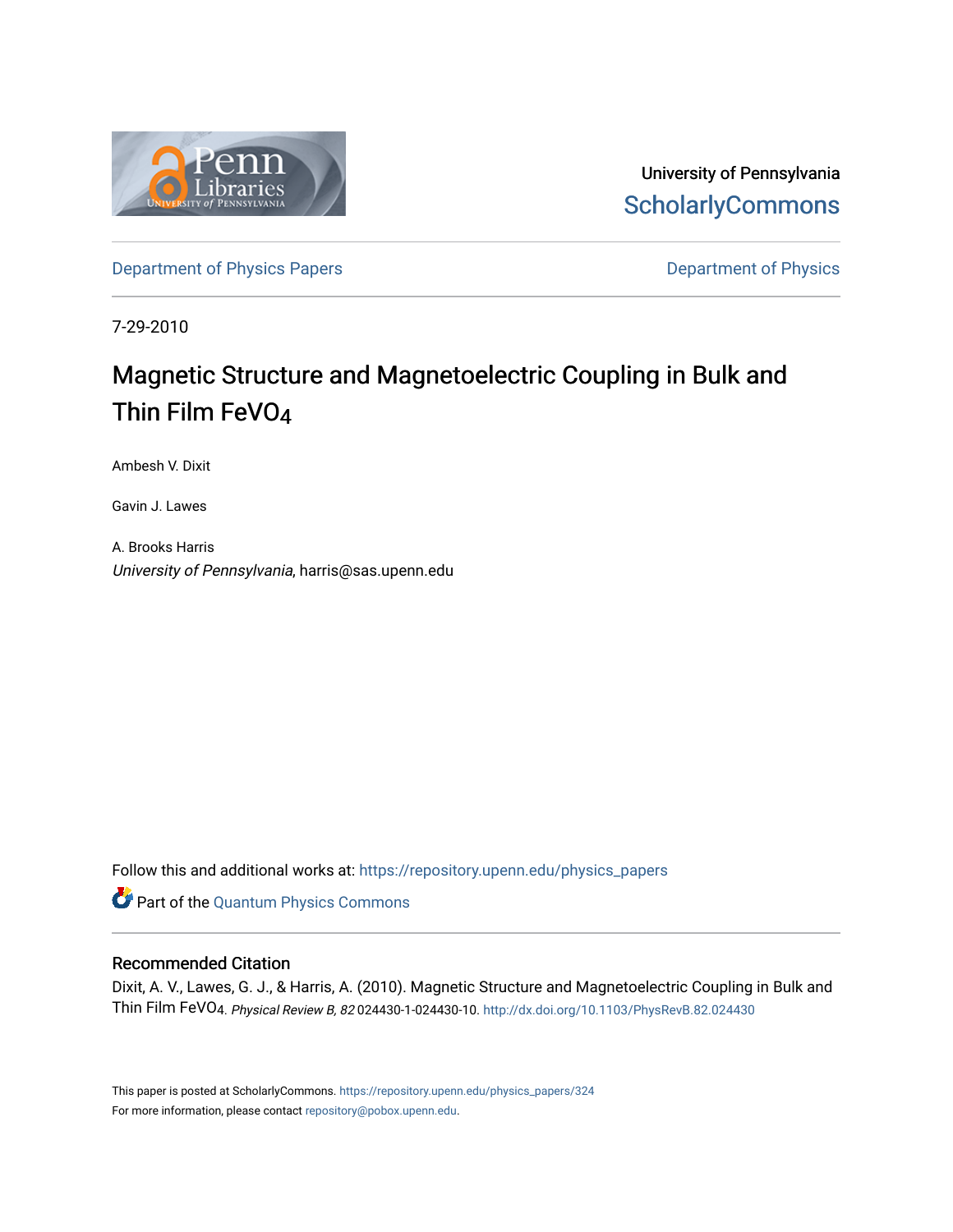University of Pennsylvania
ScholarlyCommons

Department of Physics Papers | Department of Physics

7-29-2010

# Magnetic Structure and Magnetoelectric Coupling in Bulk and Thin Film $FeVO_4$

Ambesh V. Dixit

Gavin J. Lawes

A. Brooks Harris
*University of Pennsylvania*, harris@sas.upenn.edu

Follow this and additional works at: https://repository.upenn.edu/physics_papers

Part of the Quantum Physics Commons

## Recommended Citation

Dixit, A. V., Lawes, G. J., & Harris, A. (2010). Magnetic Structure and Magnetoelectric Coupling in Bulk and Thin Film $FeVO_4$. *Physical Review B, 82* 024430-1-024430-10. http://dx.doi.org/10.1103/PhysRevB.82.024430

This paper is posted at ScholarlyCommons. https://repository.upenn.edu/physics_papers/324
For more information, please contact repository@pobox.upenn.edu.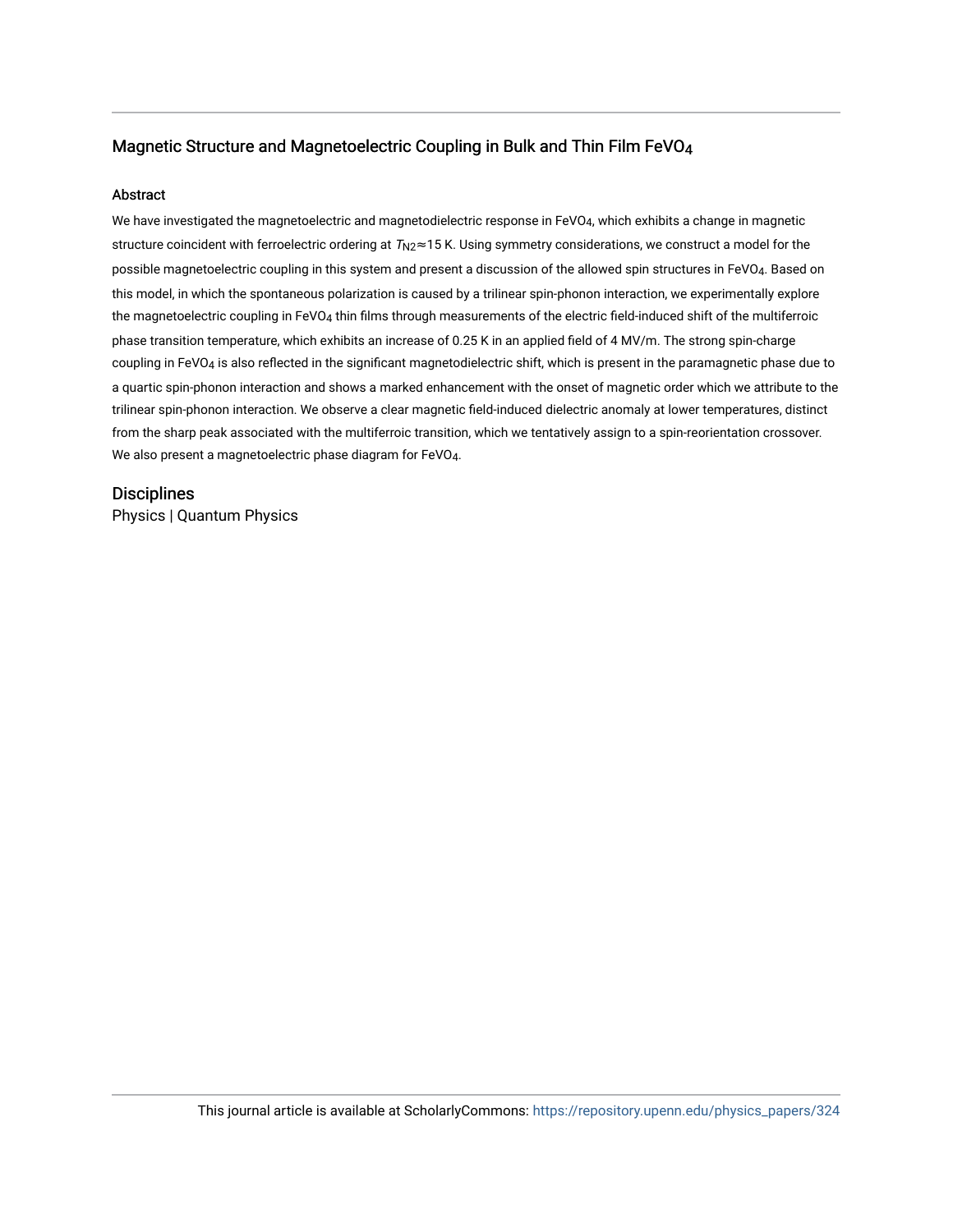## Magnetic Structure and Magnetoelectric Coupling in Bulk and Thin Film $FeVO_4$

### Abstract

We have investigated the magnetoelectric and magnetodielectric response in $FeVO_4$, which exhibits a change in magnetic structure coincident with ferroelectric ordering at $T_{N2}{\approx}15$ K. Using symmetry considerations, we construct a model for the possible magnetoelectric coupling in this system and present a discussion of the allowed spin structures in $FeVO_4$. Based on this model, in which the spontaneous polarization is caused by a trilinear spin-phonon interaction, we experimentally explore the magnetoelectric coupling in $FeVO_4$ thin films through measurements of the electric field-induced shift of the multiferroic phase transition temperature, which exhibits an increase of 0.25 K in an applied field of 4 MV/m. The strong spin-charge coupling in $FeVO_4$ is also reflected in the significant magnetodielectric shift, which is present in the paramagnetic phase due to a quartic spin-phonon interaction and shows a marked enhancement with the onset of magnetic order which we attribute to the trilinear spin-phonon interaction. We observe a clear magnetic field-induced dielectric anomaly at lower temperatures, distinct from the sharp peak associated with the multiferroic transition, which we tentatively assign to a spin-reorientation crossover. We also present a magnetoelectric phase diagram for $FeVO_4$.

### Disciplines

Physics | Quantum Physics

This journal article is available at ScholarlyCommons: https://repository.upenn.edu/physics_papers/324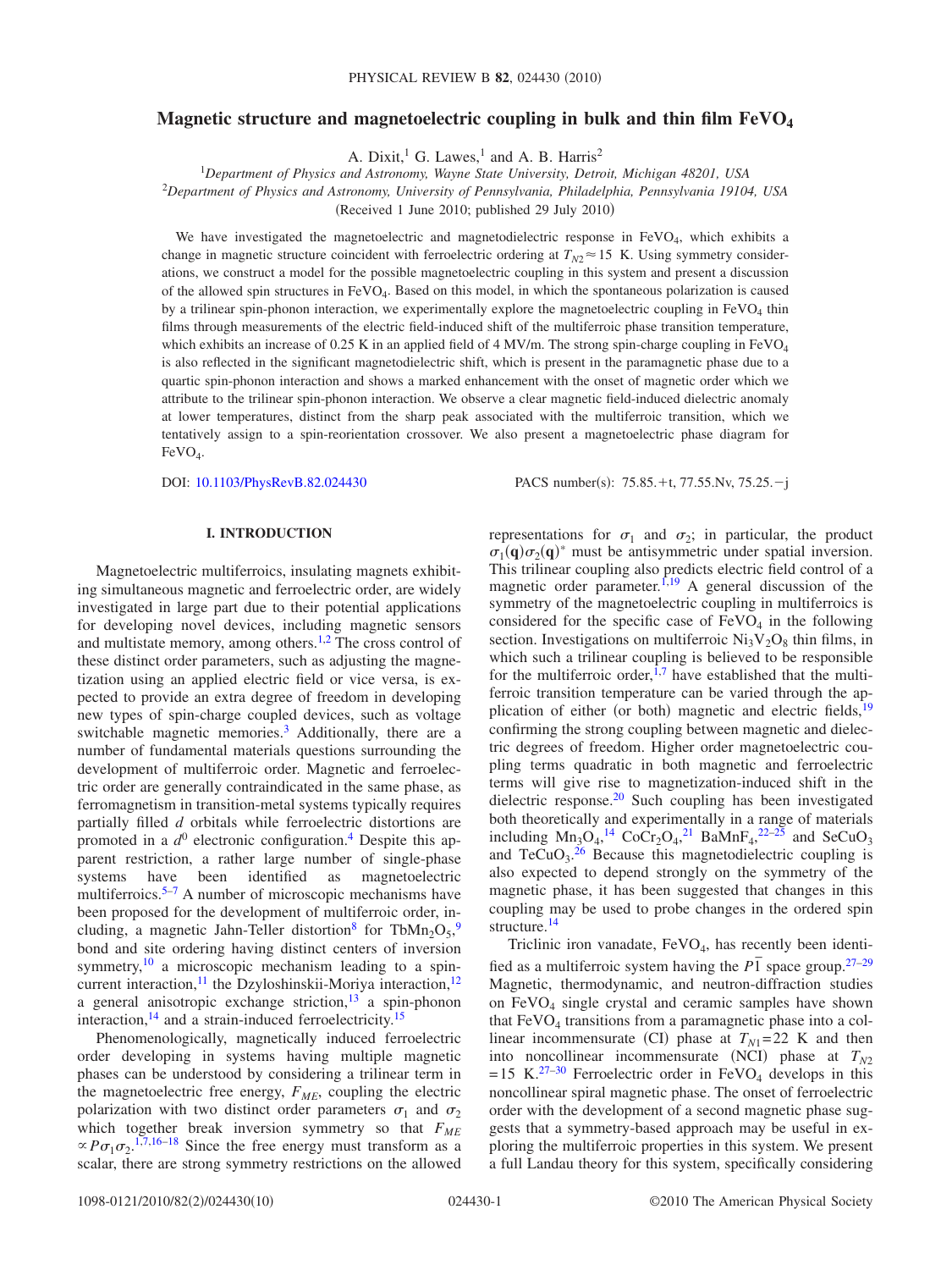# Magnetic structure and magnetoelectric coupling in bulk and thin film $FeVO_4$

A. Dixit,[1] G. Lawes,[1] and A. B. Harris[2]

[1]*Department of Physics and Astronomy, Wayne State University, Detroit, Michigan 48201, USA*

[2]*Department of Physics and Astronomy, University of Pennsylvania, Philadelphia, Pennsylvania 19104, USA*

(Received 1 June 2010; published 29 July 2010)

We have investigated the magnetoelectric and magnetodielectric response in $FeVO_4$, which exhibits a change in magnetic structure coincident with ferroelectric ordering at $T_{N2} \approx 15$ K. Using symmetry considerations, we construct a model for the possible magnetoelectric coupling in this system and present a discussion of the allowed spin structures in $FeVO_4$. Based on this model, in which the spontaneous polarization is caused by a trilinear spin-phonon interaction, we experimentally explore the magnetoelectric coupling in $FeVO_4$ thin films through measurements of the electric field-induced shift of the multiferroic phase transition temperature, which exhibits an increase of 0.25 K in an applied field of 4 MV/m. The strong spin-charge coupling in $FeVO_4$ is also reflected in the significant magnetodielectric shift, which is present in the paramagnetic phase due to a quartic spin-phonon interaction and shows a marked enhancement with the onset of magnetic order which we attribute to the trilinear spin-phonon interaction. We observe a clear magnetic field-induced dielectric anomaly at lower temperatures, distinct from the sharp peak associated with the multiferroic transition, which we tentatively assign to a spin-reorientation crossover. We also present a magnetoelectric phase diagram for $FeVO_4$.

DOI: 10.1103/PhysRevB.82.024430 PACS number(s): 75.85.+t, 77.55.Nv, 75.25.−j

## I. INTRODUCTION

Magnetoelectric multiferroics, insulating magnets exhibiting simultaneous magnetic and ferroelectric order, are widely investigated in large part due to their potential applications for developing novel devices, including magnetic sensors and multistate memory, among others.[1,2] The cross control of these distinct order parameters, such as adjusting the magnetization using an applied electric field or vice versa, is expected to provide an extra degree of freedom in developing new types of spin-charge coupled devices, such as voltage switchable magnetic memories.[3] Additionally, there are a number of fundamental materials questions surrounding the development of multiferroic order. Magnetic and ferroelectric order are generally contraindicated in the same phase, as ferromagnetism in transition-metal systems typically requires partially filled $d$ orbitals while ferroelectric distortions are promoted in a $d^0$ electronic configuration.[4] Despite this apparent restriction, a rather large number of single-phase systems have been identified as magnetoelectric multiferroics.[5–7] A number of microscopic mechanisms have been proposed for the development of multiferroic order, including, a magnetic Jahn-Teller distortion[8] for $TbMn_2O_5$,[9] bond and site ordering having distinct centers of inversion symmetry,[10] a microscopic mechanism leading to a spin-current interaction,[11] the Dzyloshinskii-Moriya interaction,[12] a general anisotropic exchange striction,[13] a spin-phonon interaction,[14] and a strain-induced ferroelectricity.[15]

Phenomenologically, magnetically induced ferroelectric order developing in systems having multiple magnetic phases can be understood by considering a trilinear term in the magnetoelectric free energy, $F_{ME}$, coupling the electric polarization with two distinct order parameters $\sigma_1$ and $\sigma_2$ which together break inversion symmetry so that $F_{ME} \propto P\sigma_1\sigma_2$.[1,7,16–18] Since the free energy must transform as a scalar, there are strong symmetry restrictions on the allowed representations for $\sigma_1$ and $\sigma_2$; in particular, the product $\sigma_1(\mathbf{q})\sigma_2(\mathbf{q})^*$ must be antisymmetric under spatial inversion. This trilinear coupling also predicts electric field control of a magnetic order parameter.[1,19] A general discussion of the symmetry of the magnetoelectric coupling in multiferroics is considered for the specific case of $FeVO_4$ in the following section. Investigations on multiferroic $Ni_3V_2O_8$ thin films, in which such a trilinear coupling is believed to be responsible for the multiferroic order,[1,7] have established that the multiferroic transition temperature can be varied through the application of either (or both) magnetic and electric fields,[19] confirming the strong coupling between magnetic and dielectric degrees of freedom. Higher order magnetoelectric coupling terms quadratic in both magnetic and ferroelectric terms will give rise to magnetization-induced shift in the dielectric response.[20] Such coupling has been investigated both theoretically and experimentally in a range of materials including $Mn_3O_4$,[14] $CoCr_2O_4$,[21] $BaMnF_4$,[22–25] and $SeCuO_3$ and $TeCuO_3$.[26] Because this magnetodielectric coupling is also expected to depend strongly on the symmetry of the magnetic phase, it has been suggested that changes in this coupling may be used to probe changes in the ordered spin structure.[14]

Triclinic iron vanadate, $FeVO_4$, has recently been identified as a multiferroic system having the $P\bar{1}$ space group.[27–29] Magnetic, thermodynamic, and neutron-diffraction studies on $FeVO_4$ single crystal and ceramic samples have shown that $FeVO_4$ transitions from a paramagnetic phase into a collinear incommensurate (CI) phase at $T_{N1}=22$ K and then into noncollinear incommensurate (NCI) phase at $T_{N2}=15$ K.[27–30] Ferroelectric order in $FeVO_4$ develops in this noncollinear spiral magnetic phase. The onset of ferroelectric order with the development of a second magnetic phase suggests that a symmetry-based approach may be useful in exploring the multiferroic properties in this system. We present a full Landau theory for this system, specifically considering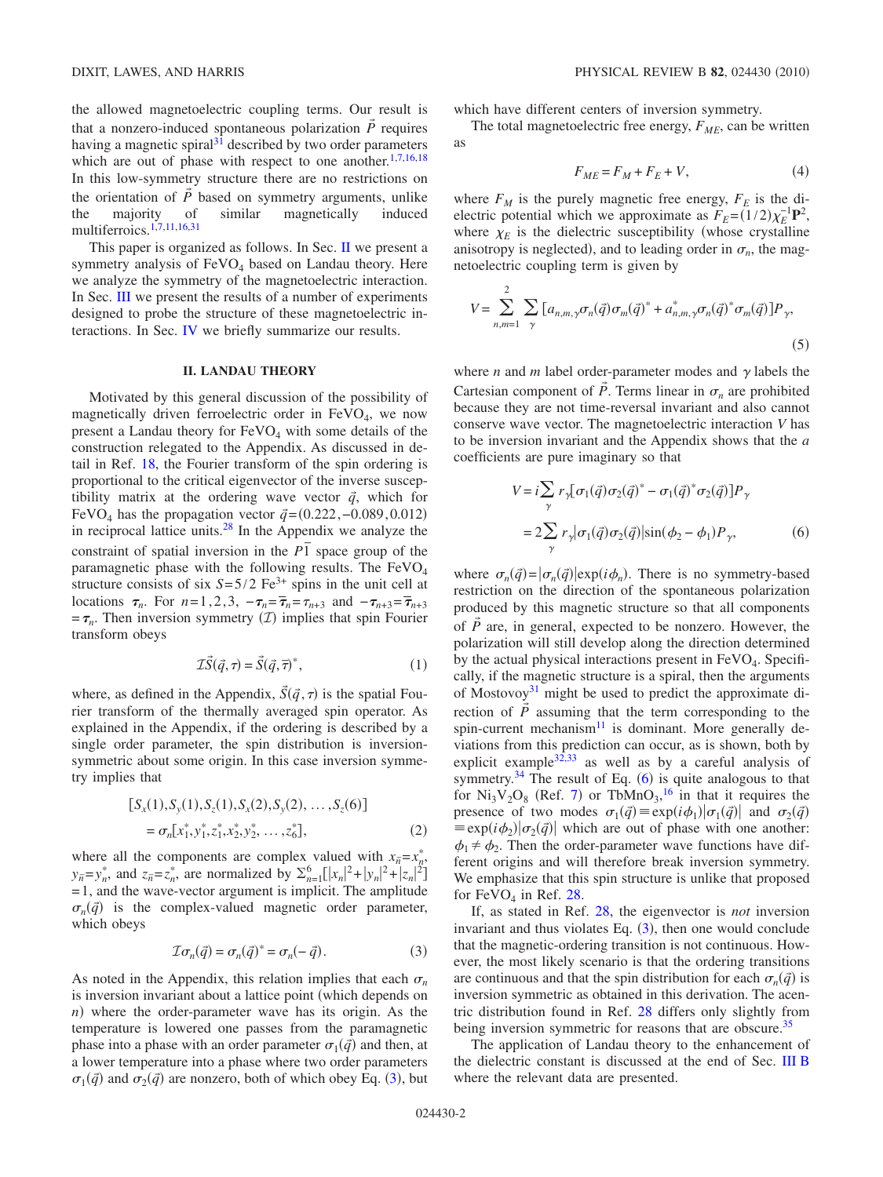the allowed magnetoelectric coupling terms. Our result is that a nonzero-induced spontaneous polarization $\vec{P}$ requires having a magnetic spiral[31] described by two order parameters which are out of phase with respect to one another.[1,7,16,18] In this low-symmetry structure there are no restrictions on the orientation of $\vec{P}$ based on symmetry arguments, unlike the majority of similar magnetically induced multiferroics.[1,7,11,16,31]

This paper is organized as follows. In Sec. II we present a symmetry analysis of $FeVO_4$ based on Landau theory. Here we analyze the symmetry of the magnetoelectric interaction. In Sec. III we present the results of a number of experiments designed to probe the structure of these magnetoelectric interactions. In Sec. IV we briefly summarize our results.

## II. LANDAU THEORY

Motivated by this general discussion of the possibility of magnetically driven ferroelectric order in $FeVO_4$, we now present a Landau theory for $FeVO_4$ with some details of the construction relegated to the Appendix. As discussed in detail in Ref. 18, the Fourier transform of the spin ordering is proportional to the critical eigenvector of the inverse susceptibility matrix at the ordering wave vector $\vec{q}$, which for $FeVO_4$ has the propagation vector $\vec{q}=(0.222,-0.089,0.012)$ in reciprocal lattice units.[28] In the Appendix we analyze the constraint of spatial inversion in the $P\bar{1}$ space group of the paramagnetic phase with the following results. The $FeVO_4$ structure consists of six $S=5/2$ $Fe^{3+}$ spins in the unit cell at locations $\boldsymbol{\tau}_n$. For $n=1,2,3$, $-\boldsymbol{\tau}_n=\overline{\boldsymbol{\tau}}_n=\boldsymbol{\tau}_{n+3}$ and $-\boldsymbol{\tau}_{n+3}=\overline{\boldsymbol{\tau}}_{n+3}=\boldsymbol{\tau}_n$. Then inversion symmetry ($\mathcal{I}$) implies that spin Fourier transform obeys

$$\mathcal{I}\vec{S}(\vec{q},\tau)=\vec{S}(\vec{q},\overline{\tau})^*, \tag{1}$$

where, as defined in the Appendix, $\vec{S}(\vec{q},\tau)$ is the spatial Fourier transform of the thermally averaged spin operator. As explained in the Appendix, if the ordering is described by a single order parameter, the spin distribution is inversion-symmetric about some origin. In this case inversion symmetry implies that

$$[S_x(1),S_y(1),S_z(1),S_x(2),S_y(2),\ldots,S_z(6)] = \sigma_n[x_1^*,y_1^*,z_1^*,x_2^*,y_2^*,\ldots,z_6^*], \tag{2}$$

where all the components are complex valued with $x_{\bar{n}}=x_n^*$, $y_{\bar{n}}=y_n^*$, and $z_{\bar{n}}=z_n^*$, are normalized by $\sum_{n=1}^{6}[|x_n|^2+|y_n|^2+|z_n|^2]=1$, and the wave-vector argument is implicit. The amplitude $\sigma_n(\vec{q})$ is the complex-valued magnetic order parameter, which obeys

$$\mathcal{I}\sigma_n(\vec{q})=\sigma_n(\vec{q})^*=\sigma_n(-\vec{q}). \tag{3}$$

As noted in the Appendix, this relation implies that each $\sigma_n$ is inversion invariant about a lattice point (which depends on $n$) where the order-parameter wave has its origin. As the temperature is lowered one passes from the paramagnetic phase into a phase with an order parameter $\sigma_1(\vec{q})$ and then, at a lower temperature into a phase where two order parameters $\sigma_1(\vec{q})$ and $\sigma_2(\vec{q})$ are nonzero, both of which obey Eq. (3), but which have different centers of inversion symmetry.

The total magnetoelectric free energy, $F_{ME}$, can be written as

$$F_{ME}=F_M+F_E+V, \tag{4}$$

where $F_M$ is the purely magnetic free energy, $F_E$ is the dielectric potential which we approximate as $F_E=(1/2)\chi_E^{-1}\mathbf{P}^2$, where $\chi_E$ is the dielectric susceptibility (whose crystalline anisotropy is neglected), and to leading order in $\sigma_n$, the magnetoelectric coupling term is given by

$$V=\sum_{n,m=1}^{2}\sum_{\gamma}[a_{n,m,\gamma}\sigma_n(\vec{q})\sigma_m(\vec{q})^*+a_{n,m,\gamma}^*\sigma_n(\vec{q})^*\sigma_m(\vec{q})]P_\gamma, \tag{5}$$

where $n$ and $m$ label order-parameter modes and $\gamma$ labels the Cartesian component of $\vec{P}$. Terms linear in $\sigma_n$ are prohibited because they are not time-reversal invariant and also cannot conserve wave vector. The magnetoelectric interaction $V$ has to be inversion invariant and the Appendix shows that the $a$ coefficients are pure imaginary so that

$$\begin{aligned} V &= i\sum_{\gamma}r_\gamma[\sigma_1(\vec{q})\sigma_2(\vec{q})^*-\sigma_1(\vec{q})^*\sigma_2(\vec{q})]P_\gamma \\ &= 2\sum_{\gamma}r_\gamma|\sigma_1(\vec{q})\sigma_2(\vec{q})|\sin(\phi_2-\phi_1)P_\gamma, \end{aligned} \tag{6}$$

where $\sigma_n(\vec{q})=|\sigma_n(\vec{q})|\exp(i\phi_n)$. There is no symmetry-based restriction on the direction of the spontaneous polarization produced by this magnetic structure so that all components of $\vec{P}$ are, in general, expected to be nonzero. However, the polarization will still develop along the direction determined by the actual physical interactions present in $FeVO_4$. Specifically, if the magnetic structure is a spiral, then the arguments of Mostovoy[31] might be used to predict the approximate direction of $\vec{P}$ assuming that the term corresponding to the spin-current mechanism[11] is dominant. More generally deviations from this prediction can occur, as is shown, both by explicit example[32,33] as well as by a careful analysis of symmetry.[34] The result of Eq. (6) is quite analogous to that for $Ni_3V_2O_8$ (Ref. 7) or $TbMnO_3$,[16] in that it requires the presence of two modes $\sigma_1(\vec{q})\equiv\exp(i\phi_1)|\sigma_1(\vec{q})|$ and $\sigma_2(\vec{q})\equiv\exp(i\phi_2)|\sigma_2(\vec{q})|$ which are out of phase with one another: $\phi_1\neq\phi_2$. Then the order-parameter wave functions have different origins and will therefore break inversion symmetry. We emphasize that this spin structure is unlike that proposed for $FeVO_4$ in Ref. 28.

If, as stated in Ref. 28, the eigenvector is *not* inversion invariant and thus violates Eq. (3), then one would conclude that the magnetic-ordering transition is not continuous. However, the most likely scenario is that the ordering transitions are continuous and that the spin distribution for each $\sigma_n(\vec{q})$ is inversion symmetric as obtained in this derivation. The acentric distribution found in Ref. 28 differs only slightly from being inversion symmetric for reasons that are obscure.[35]

The application of Landau theory to the enhancement of the dielectric constant is discussed at the end of Sec. III B where the relevant data are presented.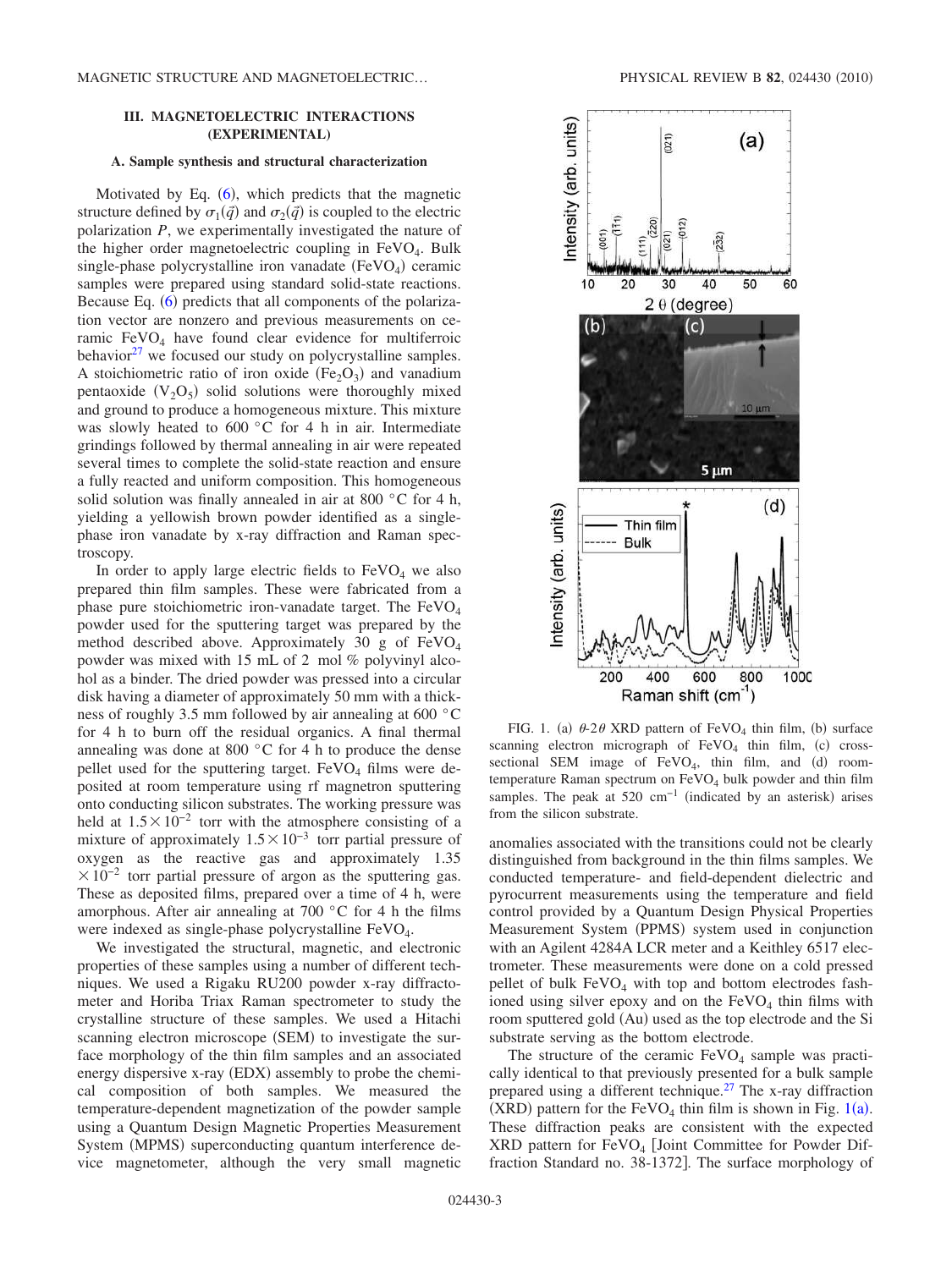## III. MAGNETOELECTRIC INTERACTIONS (EXPERIMENTAL)

### A. Sample synthesis and structural characterization

Motivated by Eq. (6), which predicts that the magnetic structure defined by $\sigma_1(\vec{q})$ and $\sigma_2(\vec{q})$ is coupled to the electric polarization $P$, we experimentally investigated the nature of the higher order magnetoelectric coupling in $FeVO_4$. Bulk single-phase polycrystalline iron vanadate ($FeVO_4$) ceramic samples were prepared using standard solid-state reactions. Because Eq. (6) predicts that all components of the polarization vector are nonzero and previous measurements on ceramic $FeVO_4$ have found clear evidence for multiferroic behavior[27] we focused our study on polycrystalline samples. A stoichiometric ratio of iron oxide ($Fe_2O_3$) and vanadium pentaoxide ($V_2O_5$) solid solutions were thoroughly mixed and ground to produce a homogeneous mixture. This mixture was slowly heated to 600 °C for 4 h in air. Intermediate grindings followed by thermal annealing in air were repeated several times to complete the solid-state reaction and ensure a fully reacted and uniform composition. This homogeneous solid solution was finally annealed in air at 800 °C for 4 h, yielding a yellowish brown powder identified as a single-phase iron vanadate by x-ray diffraction and Raman spectroscopy.

In order to apply large electric fields to $FeVO_4$ we also prepared thin film samples. These were fabricated from a phase pure stoichiometric iron-vanadate target. The $FeVO_4$ powder used for the sputtering target was prepared by the method described above. Approximately 30 g of $FeVO_4$ powder was mixed with 15 mL of 2 mol % polyvinyl alcohol as a binder. The dried powder was pressed into a circular disk having a diameter of approximately 50 mm with a thickness of roughly 3.5 mm followed by air annealing at 600 °C for 4 h to burn off the residual organics. A final thermal annealing was done at 800 °C for 4 h to produce the dense pellet used for the sputtering target. $FeVO_4$ films were deposited at room temperature using rf magnetron sputtering onto conducting silicon substrates. The working pressure was held at $1.5\times10^{-2}$ torr with the atmosphere consisting of a mixture of approximately $1.5\times10^{-3}$ torr partial pressure of oxygen as the reactive gas and approximately $1.35\times10^{-2}$ torr partial pressure of argon as the sputtering gas. These as deposited films, prepared over a time of 4 h, were amorphous. After air annealing at 700 °C for 4 h the films were indexed as single-phase polycrystalline $FeVO_4$.

We investigated the structural, magnetic, and electronic properties of these samples using a number of different techniques. We used a Rigaku RU200 powder x-ray diffractometer and Horiba Triax Raman spectrometer to study the crystalline structure of these samples. We used a Hitachi scanning electron microscope (SEM) to investigate the surface morphology of the thin film samples and an associated energy dispersive x-ray (EDX) assembly to probe the chemical composition of both samples. We measured the temperature-dependent magnetization of the powder sample using a Quantum Design Magnetic Properties Measurement System (MPMS) superconducting quantum interference device magnetometer, although the very small magnetic anomalies associated with the transitions could not be clearly distinguished from background in the thin films samples. We conducted temperature- and field-dependent dielectric and pyrocurrent measurements using the temperature and field control provided by a Quantum Design Physical Properties Measurement System (PPMS) system used in conjunction with an Agilent 4284A LCR meter and a Keithley 6517 electrometer. These measurements were done on a cold pressed pellet of bulk $FeVO_4$ with top and bottom electrodes fashioned using silver epoxy and on the $FeVO_4$ thin films with room sputtered gold (Au) used as the top electrode and the Si substrate serving as the bottom electrode.

FIG. 1. (a) $\theta$-$2\theta$ XRD pattern of $FeVO_4$ thin film, (b) surface scanning electron micrograph of $FeVO_4$ thin film, (c) cross-sectional SEM image of $FeVO_4$ thin film, and (d) room-temperature Raman spectrum on $FeVO_4$ bulk powder and thin film samples. The peak at 520 $cm^{-1}$ (indicated by an asterisk) arises from the silicon substrate.

The structure of the ceramic $FeVO_4$ sample was practically identical to that previously presented for a bulk sample prepared using a different technique.[27] The x-ray diffraction (XRD) pattern for the $FeVO_4$ thin film is shown in Fig. 1(a). These diffraction peaks are consistent with the expected XRD pattern for $FeVO_4$ [Joint Committee for Powder Diffraction Standard no. 38-1372]. The surface morphology of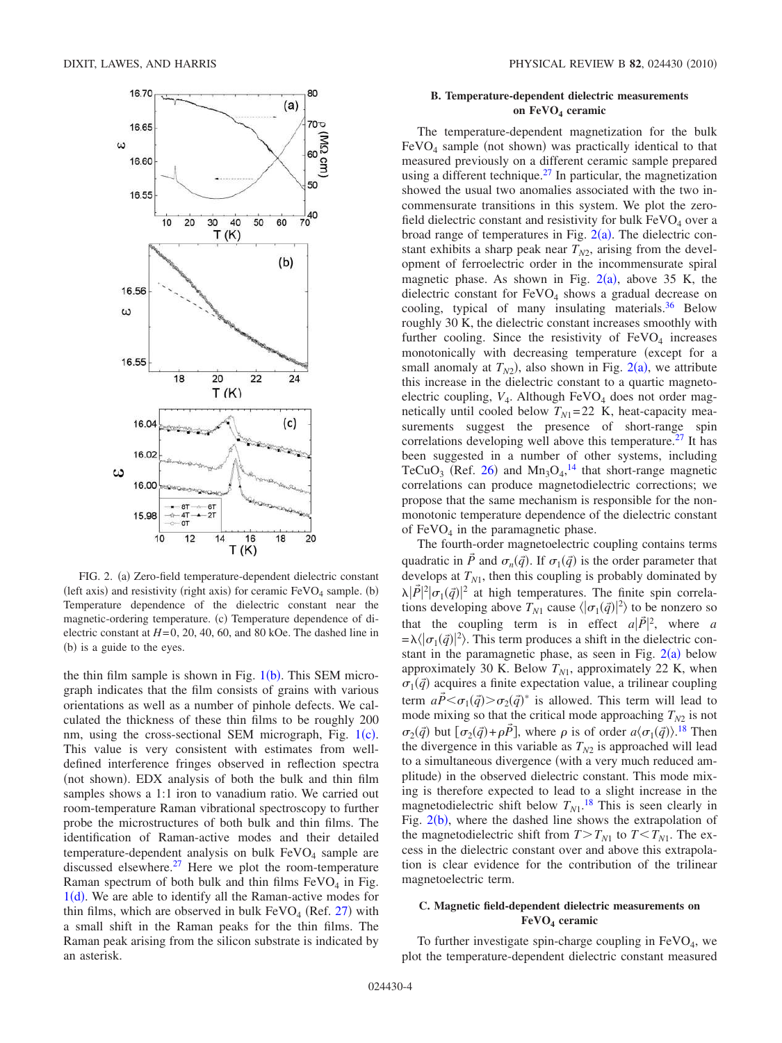FIG. 2. (a) Zero-field temperature-dependent dielectric constant (left axis) and resistivity (right axis) for ceramic $FeVO_4$ sample. (b) Temperature dependence of the dielectric constant near the magnetic-ordering temperature. (c) Temperature dependence of dielectric constant at $H=0$, 20, 40, 60, and 80 kOe. The dashed line in (b) is a guide to the eyes.

the thin film sample is shown in Fig. 1(b). This SEM micrograph indicates that the film consists of grains with various orientations as well as a number of pinhole defects. We calculated the thickness of these thin films to be roughly 200 nm, using the cross-sectional SEM micrograph, Fig. 1(c). This value is very consistent with estimates from well-defined interference fringes observed in reflection spectra (not shown). EDX analysis of both the bulk and thin film samples shows a 1:1 iron to vanadium ratio. We carried out room-temperature Raman vibrational spectroscopy to further probe the microstructures of both bulk and thin films. The identification of Raman-active modes and their detailed temperature-dependent analysis on bulk $FeVO_4$ sample are discussed elsewhere.[27] Here we plot the room-temperature Raman spectrum of both bulk and thin films $FeVO_4$ in Fig. 1(d). We are able to identify all the Raman-active modes for thin films, which are observed in bulk $FeVO_4$ (Ref. 27) with a small shift in the Raman peaks for the thin films. The Raman peak arising from the silicon substrate is indicated by an asterisk.

### B. Temperature-dependent dielectric measurements on $FeVO_4$ ceramic

The temperature-dependent magnetization for the bulk $FeVO_4$ sample (not shown) was practically identical to that measured previously on a different ceramic sample prepared using a different technique.[27] In particular, the magnetization showed the usual two anomalies associated with the two incommensurate transitions in this system. We plot the zero-field dielectric constant and resistivity for bulk $FeVO_4$ over a broad range of temperatures in Fig. 2(a). The dielectric constant exhibits a sharp peak near $T_{N2}$, arising from the development of ferroelectric order in the incommensurate spiral magnetic phase. As shown in Fig. 2(a), above 35 K, the dielectric constant for $FeVO_4$ shows a gradual decrease on cooling, typical of many insulating materials.[36] Below roughly 30 K, the dielectric constant increases smoothly with further cooling. Since the resistivity of $FeVO_4$ increases monotonically with decreasing temperature (except for a small anomaly at $T_{N2}$), also shown in Fig. 2(a), we attribute this increase in the dielectric constant to a quartic magnetoelectric coupling, $V_4$. Although $FeVO_4$ does not order magnetically until cooled below $T_{N1}=22$ K, heat-capacity measurements suggest the presence of short-range spin correlations developing well above this temperature.[27] It has been suggested in a number of other systems, including $TeCuO_3$ (Ref. 26) and $Mn_3O_4$,[14] that short-range magnetic correlations can produce magnetodielectric corrections; we propose that the same mechanism is responsible for the nonmonotonic temperature dependence of the dielectric constant of $FeVO_4$ in the paramagnetic phase.

The fourth-order magnetoelectric coupling contains terms quadratic in $\vec{P}$ and $\sigma_n(\vec{q})$. If $\sigma_1(\vec{q})$ is the order parameter that develops at $T_{N1}$, then this coupling is probably dominated by $\lambda|\vec{P}|^2|\sigma_1(\vec{q})|^2$ at high temperatures. The finite spin correlations developing above $T_{N1}$ cause $\langle|\sigma_1(\vec{q})|^2\rangle$ to be nonzero so that the coupling term is in effect $a|\vec{P}|^2$, where $a=\lambda\langle|\sigma_1(\vec{q})|^2\rangle$. This term produces a shift in the dielectric constant in the paramagnetic phase, as seen in Fig. 2(a) below approximately 30 K. Below $T_{N1}$, approximately 22 K, when $\sigma_1(\vec{q})$ acquires a finite expectation value, a trilinear coupling term $a\vec{P}<\sigma_1(\vec{q})>\sigma_2(\vec{q})^*$ is allowed. This term will lead to mode mixing so that the critical mode approaching $T_{N2}$ is not $\sigma_2(\vec{q})$ but $[\sigma_2(\vec{q})+\rho\vec{P}]$, where $\rho$ is of order $a\langle\sigma_1(\vec{q})\rangle$.[18] Then the divergence in this variable as $T_{N2}$ is approached will lead to a simultaneous divergence (with a very much reduced amplitude) in the observed dielectric constant. This mode mixing is therefore expected to lead to a slight increase in the magnetodielectric shift below $T_{N1}$.[18] This is seen clearly in Fig. 2(b), where the dashed line shows the extrapolation of the magnetodielectric shift from $T>T_{N1}$ to $T<T_{N1}$. The excess in the dielectric constant over and above this extrapolation is clear evidence for the contribution of the trilinear magnetoelectric term.

### C. Magnetic field-dependent dielectric measurements on $FeVO_4$ ceramic

To further investigate spin-charge coupling in $FeVO_4$, we plot the temperature-dependent dielectric constant measured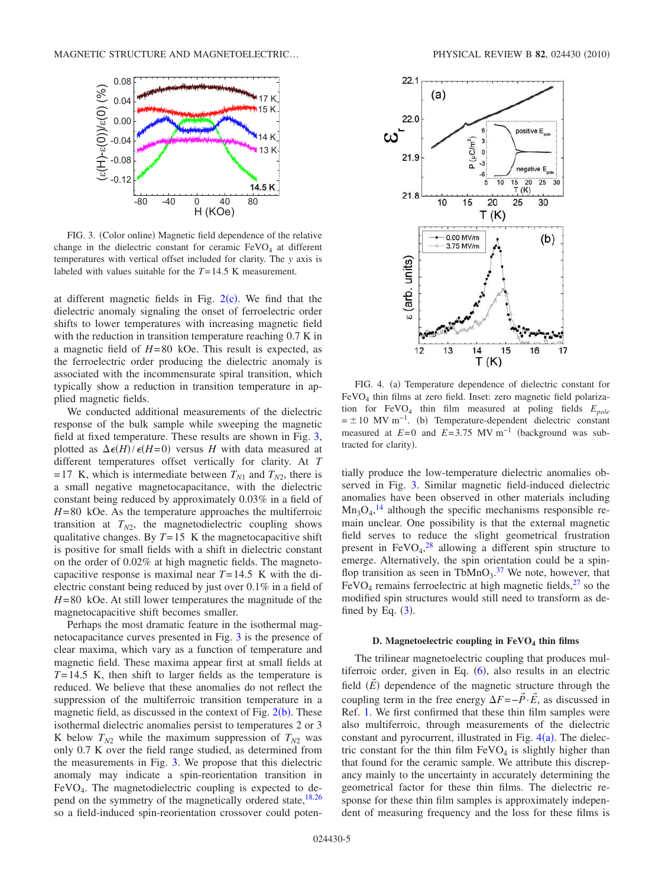FIG. 3. (Color online) Magnetic field dependence of the relative change in the dielectric constant for ceramic $FeVO_4$ at different temperatures with vertical offset included for clarity. The $y$ axis is labeled with values suitable for the $T=14.5$ K measurement.

at different magnetic fields in Fig. 2(c). We find that the dielectric anomaly signaling the onset of ferroelectric order shifts to lower temperatures with increasing magnetic field with the reduction in transition temperature reaching 0.7 K in a magnetic field of $H=80$ kOe. This result is expected, as the ferroelectric order producing the dielectric anomaly is associated with the incommensurate spiral transition, which typically show a reduction in transition temperature in applied magnetic fields.

We conducted additional measurements of the dielectric response of the bulk sample while sweeping the magnetic field at fixed temperature. These results are shown in Fig. 3, plotted as $\Delta\epsilon(H)/\epsilon(H=0)$ versus $H$ with data measured at different temperatures offset vertically for clarity. At $T=17$ K, which is intermediate between $T_{N1}$ and $T_{N2}$, there is a small negative magnetocapacitance, with the dielectric constant being reduced by approximately 0.03% in a field of $H=80$ kOe. As the temperature approaches the multiferroic transition at $T_{N2}$, the magnetodielectric coupling shows qualitative changes. By $T=15$ K the magnetocapacitive shift is positive for small fields with a shift in dielectric constant on the order of 0.02% at high magnetic fields. The magnetocapacitive response is maximal near $T=14.5$ K with the dielectric constant being reduced by just over 0.1% in a field of $H=80$ kOe. At still lower temperatures the magnitude of the magnetocapacitive shift becomes smaller.

Perhaps the most dramatic feature in the isothermal magnetocapacitance curves presented in Fig. 3 is the presence of clear maxima, which vary as a function of temperature and magnetic field. These maxima appear first at small fields at $T=14.5$ K, then shift to larger fields as the temperature is reduced. We believe that these anomalies do not reflect the suppression of the multiferroic transition temperature in a magnetic field, as discussed in the context of Fig. 2(b). These isothermal dielectric anomalies persist to temperatures 2 or 3 K below $T_{N2}$ while the maximum suppression of $T_{N2}$ was only 0.7 K over the field range studied, as determined from the measurements in Fig. 3. We propose that this dielectric anomaly may indicate a spin-reorientation transition in $FeVO_4$. The magnetodielectric coupling is expected to depend on the symmetry of the magnetically ordered state,[18,26] so a field-induced spin-reorientation crossover could potentially produce the low-temperature dielectric anomalies observed in Fig. 3. Similar magnetic field-induced dielectric anomalies have been observed in other materials including $Mn_3O_4$,[14] although the specific mechanisms responsible remain unclear. One possibility is that the external magnetic field serves to reduce the slight geometrical frustration present in $FeVO_4$,[28] allowing a different spin structure to emerge. Alternatively, the spin orientation could be a spin-flop transition as seen in $TbMnO_3$.[37] We note, however, that $FeVO_4$ remains ferroelectric at high magnetic fields,[27] so the modified spin structures would still need to transform as defined by Eq. (3).

FIG. 4. (a) Temperature dependence of dielectric constant for $FeVO_4$ thin films at zero field. Inset: zero magnetic field polarization for $FeVO_4$ thin film measured at poling fields $E_{pole}=\pm 10$ MV $m^{-1}$. (b) Temperature-dependent dielectric constant measured at $E=0$ and $E=3.75$ MV $m^{-1}$ (background was subtracted for clarity).

#### D. Magnetoelectric coupling in $FeVO_4$ thin films

The trilinear magnetoelectric coupling that produces multiferroic order, given in Eq. (6), also results in an electric field ($\vec{E}$) dependence of the magnetic structure through the coupling term in the free energy $\Delta F=-\vec{P}\cdot\vec{E}$, as discussed in Ref. 1. We first confirmed that these thin film samples were also multiferroic, through measurements of the dielectric constant and pyrocurrent, illustrated in Fig. 4(a). The dielectric constant for the thin film $FeVO_4$ is slightly higher than that found for the ceramic sample. We attribute this discrepancy mainly to the uncertainty in accurately determining the geometrical factor for these thin films. The dielectric response for these thin film samples is approximately independent of measuring frequency and the loss for these films is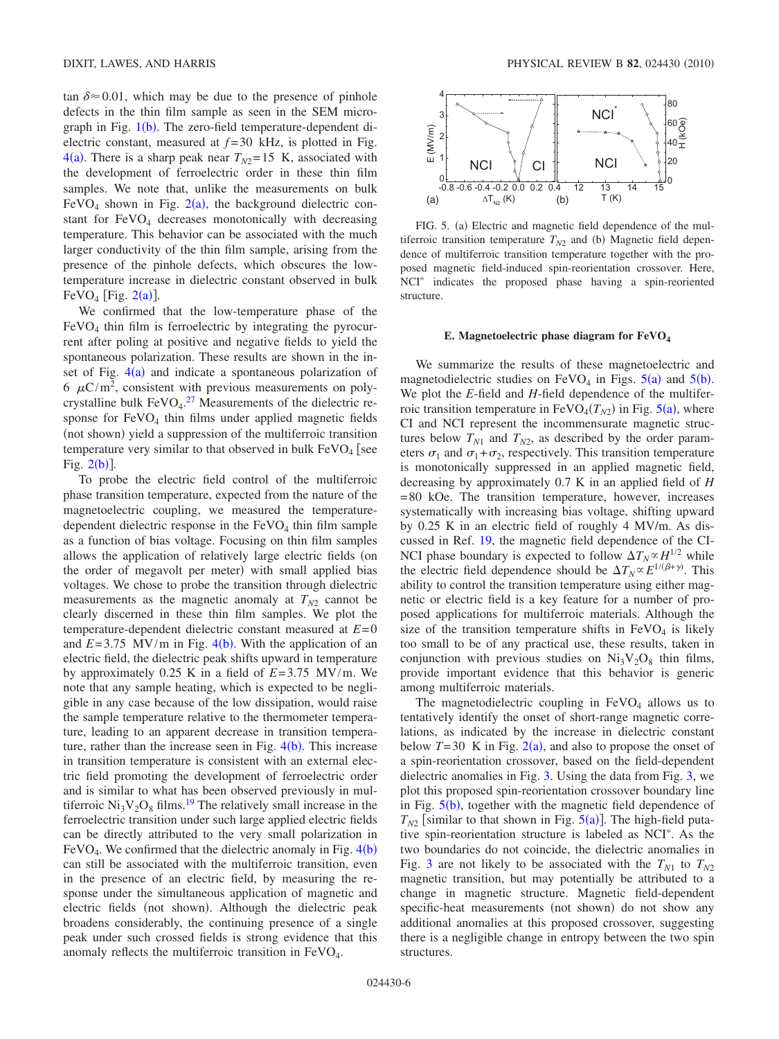tan $\delta \approx 0.01$, which may be due to the presence of pinhole defects in the thin film sample as seen in the SEM micrograph in Fig. 1(b). The zero-field temperature-dependent dielectric constant, measured at $f=30$ kHz, is plotted in Fig. 4(a). There is a sharp peak near $T_{N2}=15$ K, associated with the development of ferroelectric order in these thin film samples. We note that, unlike the measurements on bulk $FeVO_4$ shown in Fig. 2(a), the background dielectric constant for $FeVO_4$ decreases monotonically with decreasing temperature. This behavior can be associated with the much larger conductivity of the thin film sample, arising from the presence of the pinhole defects, which obscures the low-temperature increase in dielectric constant observed in bulk $FeVO_4$ [Fig. 2(a)].

We confirmed that the low-temperature phase of the $FeVO_4$ thin film is ferroelectric by integrating the pyrocurrent after poling at positive and negative fields to yield the spontaneous polarization. These results are shown in the inset of Fig. 4(a) and indicate a spontaneous polarization of 6 $\mu C/m^2$, consistent with previous measurements on polycrystalline bulk $FeVO_4$.[27] Measurements of the dielectric response for $FeVO_4$ thin films under applied magnetic fields (not shown) yield a suppression of the multiferroic transition temperature very similar to that observed in bulk $FeVO_4$ [see Fig. 2(b)].

To probe the electric field control of the multiferroic phase transition temperature, expected from the nature of the magnetoelectric coupling, we measured the temperature-dependent dielectric response in the $FeVO_4$ thin film sample as a function of bias voltage. Focusing on thin film samples allows the application of relatively large electric fields (on the order of megavolt per meter) with small applied bias voltages. We chose to probe the transition through dielectric measurements as the magnetic anomaly at $T_{N2}$ cannot be clearly discerned in these thin film samples. We plot the temperature-dependent dielectric constant measured at $E=0$ and $E=3.75$ MV/m in Fig. 4(b). With the application of an electric field, the dielectric peak shifts upward in temperature by approximately 0.25 K in a field of $E=3.75$ MV/m. We note that any sample heating, which is expected to be negligible in any case because of the low dissipation, would raise the sample temperature relative to the thermometer temperature, leading to an apparent decrease in transition temperature, rather than the increase seen in Fig. 4(b). This increase in transition temperature is consistent with an external electric field promoting the development of ferroelectric order and is similar to what has been observed previously in multiferroic $Ni_3V_2O_8$ films.[19] The relatively small increase in the ferroelectric transition under such large applied electric fields can be directly attributed to the very small polarization in $FeVO_4$. We confirmed that the dielectric anomaly in Fig. 4(b) can still be associated with the multiferroic transition, even in the presence of an electric field, by measuring the response under the simultaneous application of magnetic and electric fields (not shown). Although the dielectric peak broadens considerably, the continuing presence of a single peak under such crossed fields is strong evidence that this anomaly reflects the multiferroic transition in $FeVO_4$.

FIG. 5. (a) Electric and magnetic field dependence of the multiferroic transition temperature $T_{N2}$ and (b) Magnetic field dependence of multiferroic transition temperature together with the proposed magnetic field-induced spin-reorientation crossover. Here, NCI* indicates the proposed phase having a spin-reoriented structure.

### E. Magnetoelectric phase diagram for $FeVO_4$

We summarize the results of these magnetoelectric and magnetodielectric studies on $FeVO_4$ in Figs. 5(a) and 5(b). We plot the $E$-field and $H$-field dependence of the multiferroic transition temperature in $FeVO_4(T_{N2})$ in Fig. 5(a), where CI and NCI represent the incommensurate magnetic structures below $T_{N1}$ and $T_{N2}$, as described by the order parameters $\sigma_1$ and $\sigma_1+\sigma_2$, respectively. This transition temperature is monotonically suppressed in an applied magnetic field, decreasing by approximately 0.7 K in an applied field of $H=80$ kOe. The transition temperature, however, increases systematically with increasing bias voltage, shifting upward by 0.25 K in an electric field of roughly 4 MV/m. As discussed in Ref. 19, the magnetic field dependence of the CI-NCI phase boundary is expected to follow $\Delta T_N \propto H^{1/2}$ while the electric field dependence should be $\Delta T_N \propto E^{1/(\beta+\gamma)}$. This ability to control the transition temperature using either magnetic or electric field is a key feature for a number of proposed applications for multiferroic materials. Although the size of the transition temperature shifts in $FeVO_4$ is likely too small to be of any practical use, these results, taken in conjunction with previous studies on $Ni_3V_2O_8$ thin films, provide important evidence that this behavior is generic among multiferroic materials.

The magnetodielectric coupling in $FeVO_4$ allows us to tentatively identify the onset of short-range magnetic correlations, as indicated by the increase in dielectric constant below $T=30$ K in Fig. 2(a), and also to propose the onset of a spin-reorientation crossover, based on the field-dependent dielectric anomalies in Fig. 3. Using the data from Fig. 3, we plot this proposed spin-reorientation crossover boundary line in Fig. 5(b), together with the magnetic field dependence of $T_{N2}$ [similar to that shown in Fig. 5(a)]. The high-field putative spin-reorientation structure is labeled as NCI*. As the two boundaries do not coincide, the dielectric anomalies in Fig. 3 are not likely to be associated with the $T_{N1}$ to $T_{N2}$ magnetic transition, but may potentially be attributed to a change in magnetic structure. Magnetic field-dependent specific-heat measurements (not shown) do not show any additional anomalies at this proposed crossover, suggesting there is a negligible change in entropy between the two spin structures.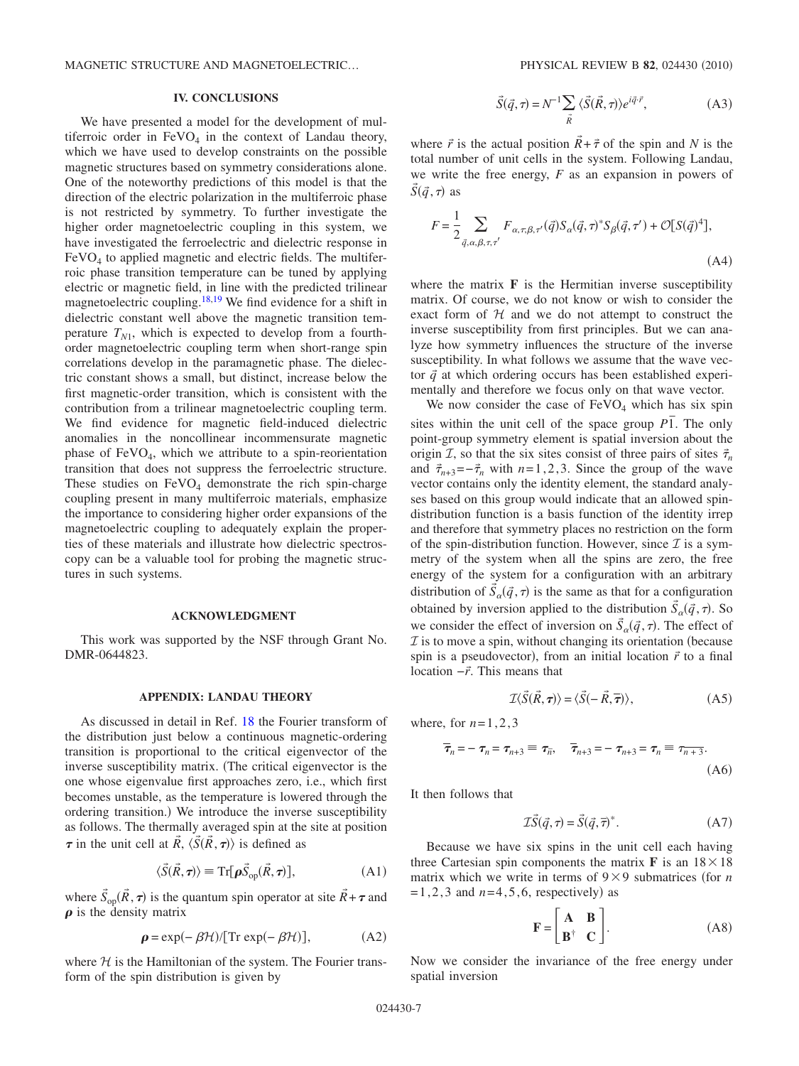## IV. CONCLUSIONS

We have presented a model for the development of multiferroic order in $FeVO_4$ in the context of Landau theory, which we have used to develop constraints on the possible magnetic structures based on symmetry considerations alone. One of the noteworthy predictions of this model is that the direction of the electric polarization in the multiferroic phase is not restricted by symmetry. To further investigate the higher order magnetoelectric coupling in this system, we have investigated the ferroelectric and dielectric response in $FeVO_4$ to applied magnetic and electric fields. The multiferroic phase transition temperature can be tuned by applying electric or magnetic field, in line with the predicted trilinear magnetoelectric coupling.[18,19] We find evidence for a shift in dielectric constant well above the magnetic transition temperature $T_{N1}$, which is expected to develop from a fourth-order magnetoelectric coupling term when short-range spin correlations develop in the paramagnetic phase. The dielectric constant shows a small, but distinct, increase below the first magnetic-order transition, which is consistent with the contribution from a trilinear magnetoelectric coupling term. We find evidence for magnetic field-induced dielectric anomalies in the noncollinear incommensurate magnetic phase of $FeVO_4$, which we attribute to a spin-reorientation transition that does not suppress the ferroelectric structure. These studies on $FeVO_4$ demonstrate the rich spin-charge coupling present in many multiferroic materials, emphasize the importance to considering higher order expansions of the magnetoelectric coupling to adequately explain the properties of these materials and illustrate how dielectric spectroscopy can be a valuable tool for probing the magnetic structures in such systems.

## ACKNOWLEDGMENT

This work was supported by the NSF through Grant No. DMR-0644823.

## APPENDIX: LANDAU THEORY

As discussed in detail in Ref. 18 the Fourier transform of the distribution just below a continuous magnetic-ordering transition is proportional to the critical eigenvector of the inverse susceptibility matrix. (The critical eigenvector is the one whose eigenvalue first approaches zero, i.e., which first becomes unstable, as the temperature is lowered through the ordering transition.) We introduce the inverse susceptibility as follows. The thermally averaged spin at the site at position $\boldsymbol{\tau}$ in the unit cell at $\vec{R}$, $\langle\vec{S}(\vec{R},\boldsymbol{\tau})\rangle$ is defined as

$$\langle\vec{S}(\vec{R},\boldsymbol{\tau})\rangle \equiv \mathrm{Tr}[\boldsymbol{\rho}\vec{S}_{\mathrm{op}}(\vec{R},\boldsymbol{\tau})], \tag{A1}$$

where $\vec{S}_{\mathrm{op}}(\vec{R},\boldsymbol{\tau})$ is the quantum spin operator at site $\vec{R}+\boldsymbol{\tau}$ and $\boldsymbol{\rho}$ is the density matrix

$$\boldsymbol{\rho} = \exp(-\beta\mathcal{H})/[\mathrm{Tr}\exp(-\beta\mathcal{H})], \tag{A2}$$

where $\mathcal{H}$ is the Hamiltonian of the system. The Fourier transform of the spin distribution is given by

$$\vec{S}(\vec{q},\tau) = N^{-1}\sum_{\vec{R}}\langle\vec{S}(\vec{R},\tau)\rangle e^{i\vec{q}\cdot\vec{r}}, \tag{A3}$$

where $\vec{r}$ is the actual position $\vec{R}+\vec{\tau}$ of the spin and $N$ is the total number of unit cells in the system. Following Landau, we write the free energy, $F$ as an expansion in powers of $\vec{S}(\vec{q},\tau)$ as

$$F = \frac{1}{2}\sum_{\vec{q},\alpha,\beta,\tau,\tau'} F_{\alpha,\tau,\beta,\tau'}(\vec{q})S_\alpha(\vec{q},\tau)^* S_\beta(\vec{q},\tau') + \mathcal{O}[S(\vec{q})^4], \tag{A4}$$

where the matrix $\mathbf{F}$ is the Hermitian inverse susceptibility matrix. Of course, we do not know or wish to consider the exact form of $\mathcal{H}$ and we do not attempt to construct the inverse susceptibility from first principles. But we can analyze how symmetry influences the structure of the inverse susceptibility. In what follows we assume that the wave vector $\vec{q}$ at which ordering occurs has been established experimentally and therefore we focus only on that wave vector.

We now consider the case of $FeVO_4$ which has six spin sites within the unit cell of the space group $P\bar{1}$. The only point-group symmetry element is spatial inversion about the origin $\mathcal{I}$, so that the six sites consist of three pairs of sites $\vec{\tau}_n$ and $\vec{\tau}_{n+3}=-\vec{\tau}_n$ with $n=1,2,3$. Since the group of the wave vector contains only the identity element, the standard analyses based on this group would indicate that an allowed spin-distribution function is a basis function of the identity irrep and therefore that symmetry places no restriction on the form of the spin-distribution function. However, since $\mathcal{I}$ is a symmetry of the system when all the spins are zero, the free energy of the system for a configuration with an arbitrary distribution of $\vec{S}_\alpha(\vec{q},\tau)$ is the same as that for a configuration obtained by inversion applied to the distribution $\vec{S}_\alpha(\vec{q},\tau)$. So we consider the effect of inversion on $\vec{S}_\alpha(\vec{q},\tau)$. The effect of $\mathcal{I}$ is to move a spin, without changing its orientation (because spin is a pseudovector), from an initial location $\vec{r}$ to a final location $-\vec{r}$. This means that

$$\mathcal{I}\langle\vec{S}(\vec{R},\boldsymbol{\tau})\rangle = \langle\vec{S}(-\vec{R},\overline{\boldsymbol{\tau}})\rangle, \tag{A5}$$

where, for $n=1,2,3$

$$\overline{\boldsymbol{\tau}}_n = -\boldsymbol{\tau}_n = \boldsymbol{\tau}_{n+3} \equiv \boldsymbol{\tau}_{\bar{n}}, \quad \overline{\boldsymbol{\tau}}_{n+3} = -\boldsymbol{\tau}_{n+3} = \boldsymbol{\tau}_n \equiv \boldsymbol{\tau}_{\overline{n+3}}. \tag{A6}$$

It then follows that

$$\mathcal{I}\vec{S}(\vec{q},\tau) = \vec{S}(\vec{q},\overline{\tau})^*. \tag{A7}$$

Because we have six spins in the unit cell each having three Cartesian spin components the matrix $\mathbf{F}$ is an $18\times18$ matrix which we write in terms of $9\times9$ submatrices (for $n=1,2,3$ and $n=4,5,6$, respectively) as

$$\mathbf{F} = \begin{bmatrix} \mathbf{A} & \mathbf{B} \\ \mathbf{B}^\dagger & \mathbf{C} \end{bmatrix}. \tag{A8}$$

Now we consider the invariance of the free energy under spatial inversion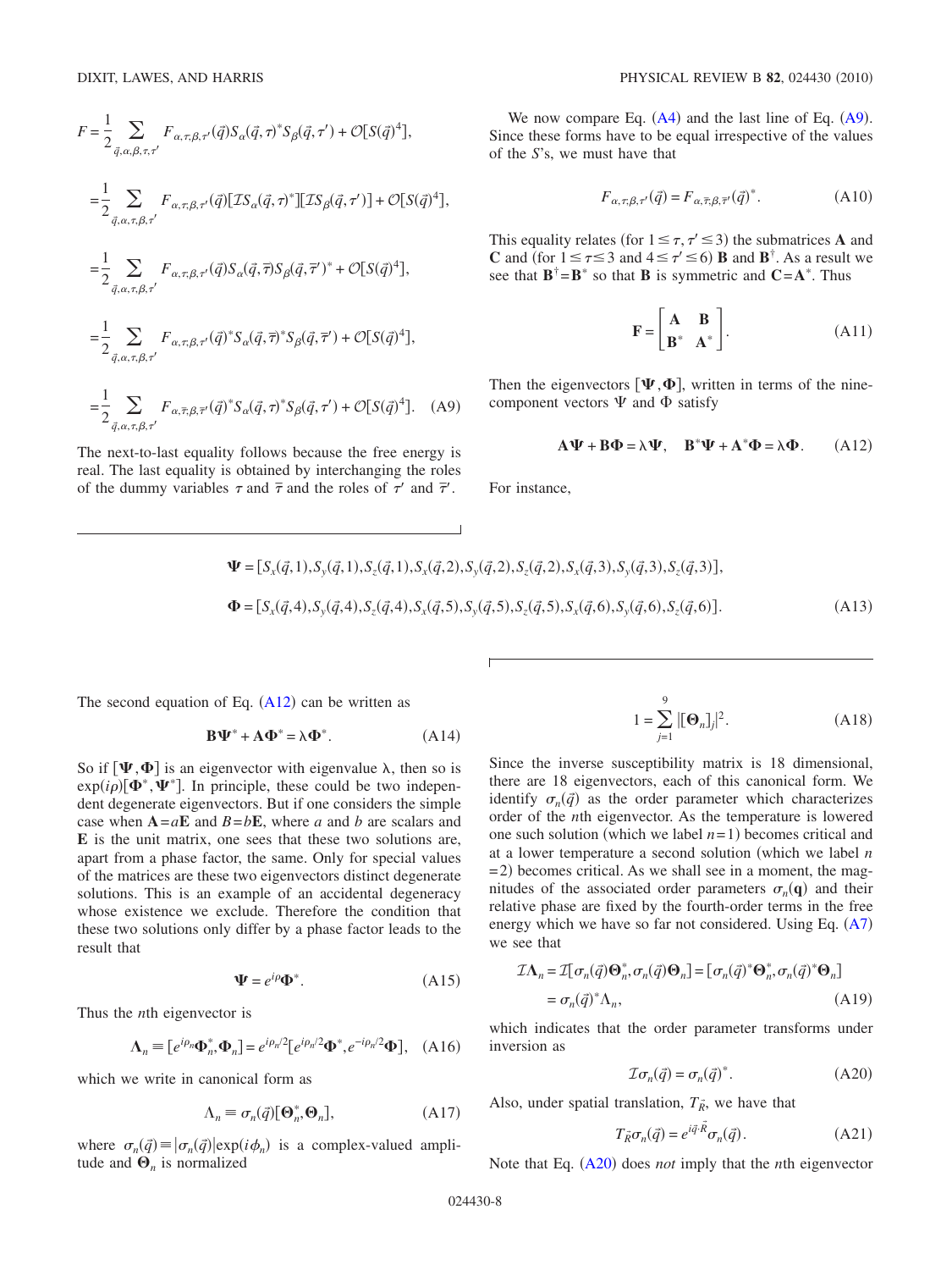$$
\begin{aligned}
F &= \frac{1}{2} \sum_{\vec{q},\alpha,\beta,\tau,\tau'} F_{\alpha,\tau,\beta,\tau'}(\vec{q}) S_\alpha(\vec{q},\tau)^* S_\beta(\vec{q},\tau') + \mathcal{O}[S(\vec{q})^4], \\
&= \frac{1}{2} \sum_{\vec{q},\alpha,\tau,\beta,\tau'} F_{\alpha,\tau,\beta,\tau'}(\vec{q}) [\mathcal{I} S_\alpha(\vec{q},\tau)^*][\mathcal{I} S_\beta(\vec{q},\tau')] + \mathcal{O}[S(\vec{q})^4], \\
&= \frac{1}{2} \sum_{\vec{q},\alpha,\tau,\beta,\tau'} F_{\alpha,\tau,\beta,\tau'}(\vec{q}) S_\alpha(\vec{q},\overline{\tau}) S_\beta(\vec{q},\overline{\tau}')^* + \mathcal{O}[S(\vec{q})^4], \\
&= \frac{1}{2} \sum_{\vec{q},\alpha,\tau,\beta,\tau'} F_{\alpha,\tau,\beta,\tau'}(\vec{q})^* S_\alpha(\vec{q},\overline{\tau})^* S_\beta(\vec{q},\overline{\tau}') + \mathcal{O}[S(\vec{q})^4], \\
&= \frac{1}{2} \sum_{\vec{q},\alpha,\tau,\beta,\tau'} F_{\alpha,\overline{\tau},\beta,\overline{\tau}'}(\vec{q})^* S_\alpha(\vec{q},\tau)^* S_\beta(\vec{q},\tau') + \mathcal{O}[S(\vec{q})^4]. \quad \text{(A9)}
\end{aligned}
$$

The next-to-last equality follows because the free energy is real. The last equality is obtained by interchanging the roles of the dummy variables $\tau$ and $\overline{\tau}$ and the roles of $\tau'$ and $\overline{\tau}'$.

We now compare Eq. (A4) and the last line of Eq. (A9). Since these forms have to be equal irrespective of the values of the $S$'s, we must have that

$$
F_{\alpha,\tau,\beta,\tau'}(\vec{q}) = F_{\alpha,\overline{\tau},\beta,\overline{\tau}'}(\vec{q})^*. \quad \text{(A10)}
$$

This equality relates (for $1 \le \tau, \tau' \le 3$) the submatrices $\mathbf{A}$ and $\mathbf{C}$ and (for $1 \le \tau \le 3$ and $4 \le \tau' \le 6$) $\mathbf{B}$ and $\mathbf{B}^\dagger$. As a result we see that $\mathbf{B}^\dagger = \mathbf{B}^*$ so that $\mathbf{B}$ is symmetric and $\mathbf{C} = \mathbf{A}^*$. Thus

$$
\mathbf{F} = \begin{bmatrix} \mathbf{A} & \mathbf{B} \\ \mathbf{B}^* & \mathbf{A}^* \end{bmatrix}. \quad \text{(A11)}
$$

Then the eigenvectors $[\mathbf{\Psi}, \mathbf{\Phi}]$, written in terms of the nine-component vectors $\Psi$ and $\Phi$ satisfy

$$
\mathbf{A}\mathbf{\Psi} + \mathbf{B}\mathbf{\Phi} = \lambda \mathbf{\Psi}, \quad \mathbf{B}^* \mathbf{\Psi} + \mathbf{A}^* \mathbf{\Phi} = \lambda \mathbf{\Phi}. \quad \text{(A12)}
$$

For instance,

$$
\begin{aligned}
\mathbf{\Psi} &= [S_x(\vec{q},1), S_y(\vec{q},1), S_z(\vec{q},1), S_x(\vec{q},2), S_y(\vec{q},2), S_z(\vec{q},2), S_x(\vec{q},3), S_y(\vec{q},3), S_z(\vec{q},3)], \\
\mathbf{\Phi} &= [S_x(\vec{q},4), S_y(\vec{q},4), S_z(\vec{q},4), S_x(\vec{q},5), S_y(\vec{q},5), S_z(\vec{q},5), S_x(\vec{q},6), S_y(\vec{q},6), S_z(\vec{q},6)]. \quad \text{(A13)}
\end{aligned}
$$

The second equation of Eq. (A12) can be written as

$$
\mathbf{B}\mathbf{\Psi}^* + \mathbf{A}\mathbf{\Phi}^* = \lambda \mathbf{\Phi}^*. \quad \text{(A14)}
$$

So if $[\mathbf{\Psi}, \mathbf{\Phi}]$ is an eigenvector with eigenvalue $\lambda$, then so is $\exp(i\rho)[\mathbf{\Phi}^*, \mathbf{\Psi}^*]$. In principle, these could be two independent degenerate eigenvectors. But if one considers the simple case when $\mathbf{A} = a\mathbf{E}$ and $B = b\mathbf{E}$, where $a$ and $b$ are scalars and $\mathbf{E}$ is the unit matrix, one sees that these two solutions are, apart from a phase factor, the same. Only for special values of the matrices are these two eigenvectors distinct degenerate solutions. This is an example of an accidental degeneracy whose existence we exclude. Therefore the condition that these two solutions only differ by a phase factor leads to the result that

$$
\mathbf{\Psi} = e^{i\rho} \mathbf{\Phi}^*. \quad \text{(A15)}
$$

Thus the $n$th eigenvector is

$$
\mathbf{\Lambda}_n \equiv [e^{i\rho_n} \mathbf{\Phi}_n^*, \mathbf{\Phi}_n] = e^{i\rho_n/2} [e^{i\rho_n/2} \mathbf{\Phi}^*, e^{-i\rho_n/2} \mathbf{\Phi}], \quad \text{(A16)}
$$

which we write in canonical form as

$$
\Lambda_n \equiv \sigma_n(\vec{q}) [\mathbf{\Theta}_n^*, \mathbf{\Theta}_n], \quad \text{(A17)}
$$

where $\sigma_n(\vec{q}) \equiv |\sigma_n(\vec{q})| \exp(i\phi_n)$ is a complex-valued amplitude and $\mathbf{\Theta}_n$ is normalized

$$
1 = \sum_{j=1}^{9} |[\mathbf{\Theta}_n]_j|^2. \quad \text{(A18)}
$$

Since the inverse susceptibility matrix is 18 dimensional, there are 18 eigenvectors, each of this canonical form. We identify $\sigma_n(\vec{q})$ as the order parameter which characterizes order of the $n$th eigenvector. As the temperature is lowered one such solution (which we label $n=1$) becomes critical and at a lower temperature a second solution (which we label $n=2$) becomes critical. As we shall see in a moment, the magnitudes of the associated order parameters $\sigma_n(\mathbf{q})$ and their relative phase are fixed by the fourth-order terms in the free energy which we have so far not considered. Using Eq. (A7) we see that

$$
\begin{aligned}
\mathcal{I}\mathbf{\Lambda}_n &= \mathcal{I}[\sigma_n(\vec{q})\mathbf{\Theta}_n^*, \sigma_n(\vec{q})\mathbf{\Theta}_n] = [\sigma_n(\vec{q})^* \mathbf{\Theta}_n^*, \sigma_n(\vec{q})^* \mathbf{\Theta}_n] \\
&= \sigma_n(\vec{q})^* \Lambda_n, \quad \text{(A19)}
\end{aligned}
$$

which indicates that the order parameter transforms under inversion as

$$
\mathcal{I}\sigma_n(\vec{q}) = \sigma_n(\vec{q})^*. \quad \text{(A20)}
$$

Also, under spatial translation, $T_{\vec{R}}$, we have that

$$
T_{\vec{R}} \sigma_n(\vec{q}) = e^{i\vec{q}\cdot\vec{R}} \sigma_n(\vec{q}). \quad \text{(A21)}
$$

Note that Eq. (A20) does *not* imply that the $n$th eigenvector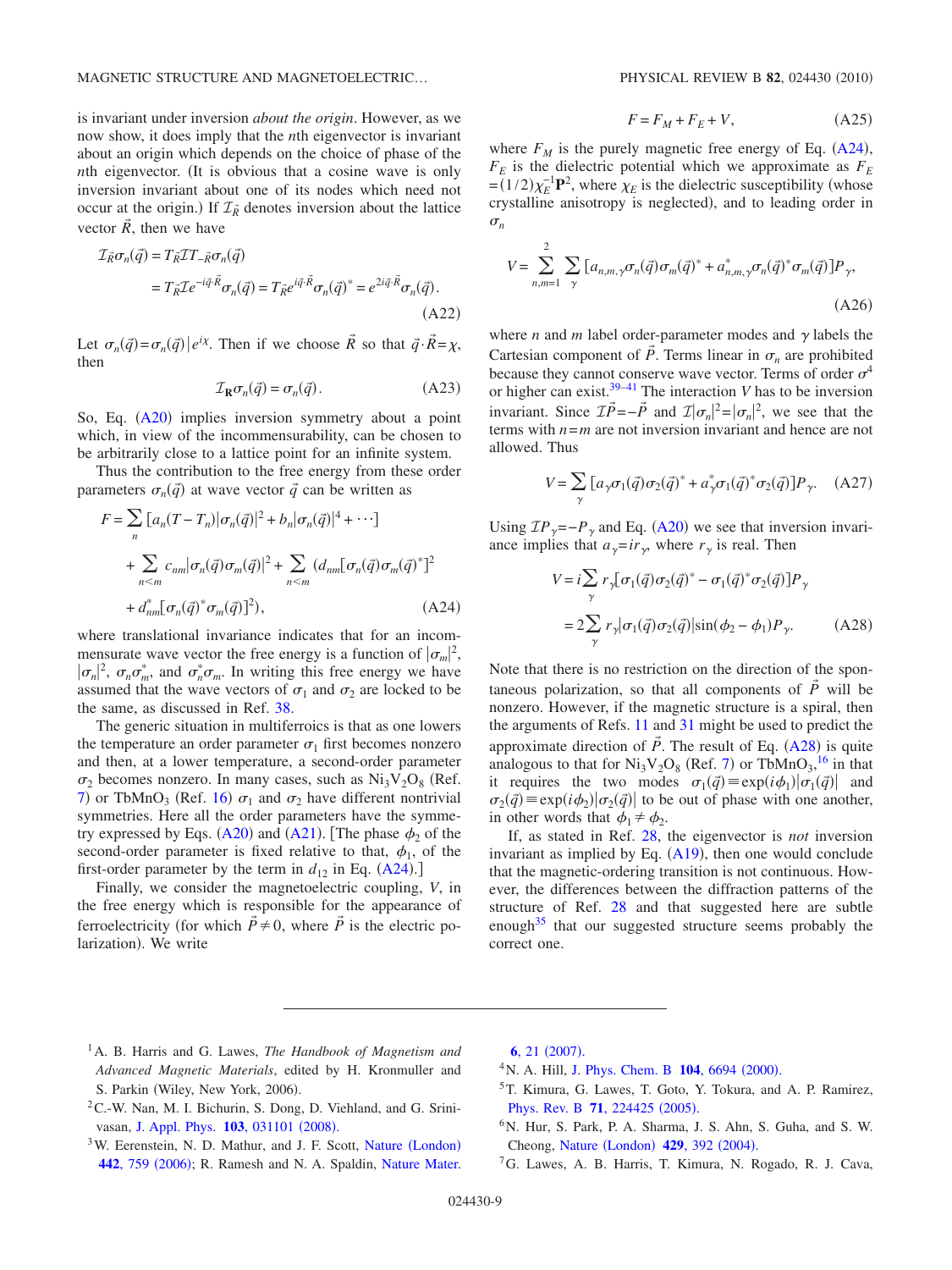is invariant under inversion *about the origin*. However, as we now show, it does imply that the $n$th eigenvector is invariant about an origin which depends on the choice of phase of the $n$th eigenvector. (It is obvious that a cosine wave is only inversion invariant about one of its nodes which need not occur at the origin.) If $\mathcal{I}_{\vec{R}}$ denotes inversion about the lattice vector $\vec{R}$, then we have

$$\mathcal{I}_{\vec{R}}\sigma_n(\vec{q}) = T_{\vec{R}}\mathcal{I}T_{-\vec{R}}\sigma_n(\vec{q}) = T_{\vec{R}}\mathcal{I}e^{-i\vec{q}\cdot\vec{R}}\sigma_n(\vec{q}) = T_{\vec{R}}e^{i\vec{q}\cdot\vec{R}}\sigma_n(\vec{q})^* = e^{2i\vec{q}\cdot\vec{R}}\sigma_n(\vec{q}). \tag{A22}$$

Let $\sigma_n(\vec{q})=\sigma_n(\vec{q})|e^{i\chi}$. Then if we choose $\vec{R}$ so that $\vec{q}\cdot\vec{R}=\chi$, then

$$\mathcal{I}_{\mathbf{R}}\sigma_n(\vec{q}) = \sigma_n(\vec{q}). \tag{A23}$$

So, Eq. (A20) implies inversion symmetry about a point which, in view of the incommensurability, can be chosen to be arbitrarily close to a lattice point for an infinite system.

Thus the contribution to the free energy from these order parameters $\sigma_n(\vec{q})$ at wave vector $\vec{q}$ can be written as

$$F = \sum_n [a_n(T-T_n)|\sigma_n(\vec{q})|^2 + b_n|\sigma_n(\vec{q})|^4 + \cdots] + \sum_{n<m} c_{nm}|\sigma_n(\vec{q})\sigma_m(\vec{q})|^2 + \sum_{n<m} (d_{nm}[\sigma_n(\vec{q})\sigma_m(\vec{q})^*]^2 + d_{nm}^*[\sigma_n(\vec{q})^*\sigma_m(\vec{q})]^2), \tag{A24}$$

where translational invariance indicates that for an incommensurate wave vector the free energy is a function of $|\sigma_m|^2$, $|\sigma_n|^2$, $\sigma_n\sigma_m^*$, and $\sigma_n^*\sigma_m$. In writing this free energy we have assumed that the wave vectors of $\sigma_1$ and $\sigma_2$ are locked to be the same, as discussed in Ref. 38.

The generic situation in multiferroics is that as one lowers the temperature an order parameter $\sigma_1$ first becomes nonzero and then, at a lower temperature, a second-order parameter $\sigma_2$ becomes nonzero. In many cases, such as $Ni_3V_2O_8$ (Ref. 7) or $TbMnO_3$ (Ref. 16) $\sigma_1$ and $\sigma_2$ have different nontrivial symmetries. Here all the order parameters have the symmetry expressed by Eqs. (A20) and (A21). [The phase $\phi_2$ of the second-order parameter is fixed relative to that, $\phi_1$, of the first-order parameter by the term in $d_{12}$ in Eq. (A24).]

Finally, we consider the magnetoelectric coupling, $V$, in the free energy which is responsible for the appearance of ferroelectricity (for which $\vec{P}\neq 0$, where $\vec{P}$ is the electric polarization). We write

$$F = F_M + F_E + V, \tag{A25}$$

where $F_M$ is the purely magnetic free energy of Eq. (A24), $F_E$ is the dielectric potential which we approximate as $F_E=(1/2)\chi_E^{-1}\mathbf{P}^2$, where $\chi_E$ is the dielectric susceptibility (whose crystalline anisotropy is neglected), and to leading order in $\sigma_n$

$$V = \sum_{n,m=1}^{2}\sum_\gamma [a_{n,m,\gamma}\sigma_n(\vec{q})\sigma_m(\vec{q})^* + a_{n,m,\gamma}^*\sigma_n(\vec{q})^*\sigma_m(\vec{q})]P_\gamma, \tag{A26}$$

where $n$ and $m$ label order-parameter modes and $\gamma$ labels the Cartesian component of $\vec{P}$. Terms linear in $\sigma_n$ are prohibited because they cannot conserve wave vector. Terms of order $\sigma^4$ or higher can exist.[39–41] The interaction $V$ has to be inversion invariant. Since $\mathcal{I}\vec{P}=-\vec{P}$ and $\mathcal{I}|\sigma_n|^2=|\sigma_n|^2$, we see that the terms with $n=m$ are not inversion invariant and hence are not allowed. Thus

$$V = \sum_\gamma [a_\gamma\sigma_1(\vec{q})\sigma_2(\vec{q})^* + a_\gamma^*\sigma_1(\vec{q})^*\sigma_2(\vec{q})]P_\gamma. \tag{A27}$$

Using $\mathcal{I}P_\gamma=-P_\gamma$ and Eq. (A20) we see that inversion invariance implies that $a_\gamma=ir_\gamma$, where $r_\gamma$ is real. Then

$$V = i\sum_\gamma r_\gamma[\sigma_1(\vec{q})\sigma_2(\vec{q})^* - \sigma_1(\vec{q})^*\sigma_2(\vec{q})]P_\gamma = 2\sum_\gamma r_\gamma|\sigma_1(\vec{q})\sigma_2(\vec{q})|\sin(\phi_2-\phi_1)P_\gamma. \tag{A28}$$

Note that there is no restriction on the direction of the spontaneous polarization, so that all components of $\vec{P}$ will be nonzero. However, if the magnetic structure is a spiral, then the arguments of Refs. 11 and 31 might be used to predict the approximate direction of $\vec{P}$. The result of Eq. (A28) is quite analogous to that for $Ni_3V_2O_8$ (Ref. 7) or $TbMnO_3$,[16] in that it requires the two modes $\sigma_1(\vec{q})\equiv\exp(i\phi_1)|\sigma_1(\vec{q})|$ and $\sigma_2(\vec{q})\equiv\exp(i\phi_2)|\sigma_2(\vec{q})|$ to be out of phase with one another, in other words that $\phi_1\neq\phi_2$.

If, as stated in Ref. 28, the eigenvector is *not* inversion invariant as implied by Eq. (A19), then one would conclude that the magnetic-ordering transition is not continuous. However, the differences between the diffraction patterns of the structure of Ref. 28 and that suggested here are subtle enough[35] that our suggested structure seems probably the correct one.

---

[1] A. B. Harris and G. Lawes, *The Handbook of Magnetism and Advanced Magnetic Materials*, edited by H. Kronmuller and S. Parkin (Wiley, New York, 2006).

[2] C.-W. Nan, M. I. Bichurin, S. Dong, D. Viehland, and G. Srinivasan, J. Appl. Phys. **103**, 031101 (2008).

[3] W. Eerenstein, N. D. Mathur, and J. F. Scott, Nature (London) **442**, 759 (2006); R. Ramesh and N. A. Spaldin, Nature Mater. **6**, 21 (2007).

[4] N. A. Hill, J. Phys. Chem. B **104**, 6694 (2000).

[5] T. Kimura, G. Lawes, T. Goto, Y. Tokura, and A. P. Ramirez, Phys. Rev. B **71**, 224425 (2005).

[6] N. Hur, S. Park, P. A. Sharma, J. S. Ahn, S. Guha, and S. W. Cheong, Nature (London) **429**, 392 (2004).

[7] G. Lawes, A. B. Harris, T. Kimura, N. Rogado, R. J. Cava,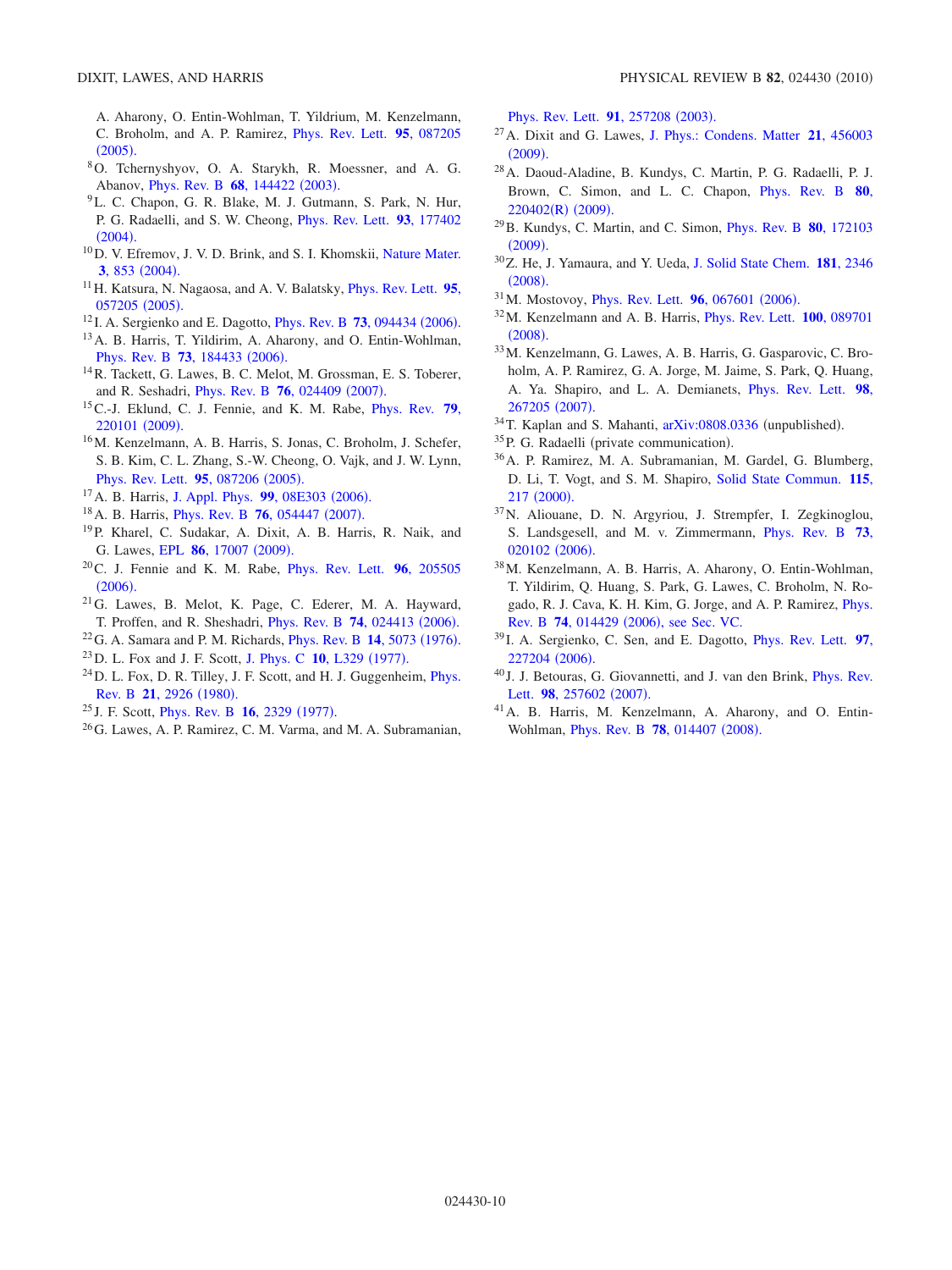A. Aharony, O. Entin-Wohlman, T. Yildrium, M. Kenzelmann, C. Broholm, and A. P. Ramirez, Phys. Rev. Lett. **95**, 087205 (2005).

[8] O. Tchernyshyov, O. A. Starykh, R. Moessner, and A. G. Abanov, Phys. Rev. B **68**, 144422 (2003).

[9] L. C. Chapon, G. R. Blake, M. J. Gutmann, S. Park, N. Hur, P. G. Radaelli, and S. W. Cheong, Phys. Rev. Lett. **93**, 177402 (2004).

[10] D. V. Efremov, J. V. D. Brink, and S. I. Khomskii, Nature Mater. **3**, 853 (2004).

[11] H. Katsura, N. Nagaosa, and A. V. Balatsky, Phys. Rev. Lett. **95**, 057205 (2005).

[12] I. A. Sergienko and E. Dagotto, Phys. Rev. B **73**, 094434 (2006).

[13] A. B. Harris, T. Yildirim, A. Aharony, and O. Entin-Wohlman, Phys. Rev. B **73**, 184433 (2006).

[14] R. Tackett, G. Lawes, B. C. Melot, M. Grossman, E. S. Toberer, and R. Seshadri, Phys. Rev. B **76**, 024409 (2007).

[15] C.-J. Eklund, C. J. Fennie, and K. M. Rabe, Phys. Rev. **79**, 220101 (2009).

[16] M. Kenzelmann, A. B. Harris, S. Jonas, C. Broholm, J. Schefer, S. B. Kim, C. L. Zhang, S.-W. Cheong, O. Vajk, and J. W. Lynn, Phys. Rev. Lett. **95**, 087206 (2005).

[17] A. B. Harris, J. Appl. Phys. **99**, 08E303 (2006).

[18] A. B. Harris, Phys. Rev. B **76**, 054447 (2007).

[19] P. Kharel, C. Sudakar, A. Dixit, A. B. Harris, R. Naik, and G. Lawes, EPL **86**, 17007 (2009).

[20] C. J. Fennie and K. M. Rabe, Phys. Rev. Lett. **96**, 205505 (2006).

[21] G. Lawes, B. Melot, K. Page, C. Ederer, M. A. Hayward, T. Proffen, and R. Sheshadri, Phys. Rev. B **74**, 024413 (2006).

[22] G. A. Samara and P. M. Richards, Phys. Rev. B **14**, 5073 (1976).

[23] D. L. Fox and J. F. Scott, J. Phys. C **10**, L329 (1977).

[24] D. L. Fox, D. R. Tilley, J. F. Scott, and H. J. Guggenheim, Phys. Rev. B **21**, 2926 (1980).

[25] J. F. Scott, Phys. Rev. B **16**, 2329 (1977).

[26] G. Lawes, A. P. Ramirez, C. M. Varma, and M. A. Subramanian, Phys. Rev. Lett. **91**, 257208 (2003).

[27] A. Dixit and G. Lawes, J. Phys.: Condens. Matter **21**, 456003 (2009).

[28] A. Daoud-Aladine, B. Kundys, C. Martin, P. G. Radaelli, P. J. Brown, C. Simon, and L. C. Chapon, Phys. Rev. B **80**, 220402(R) (2009).

[29] B. Kundys, C. Martin, and C. Simon, Phys. Rev. B **80**, 172103 (2009).

[30] Z. He, J. Yamaura, and Y. Ueda, J. Solid State Chem. **181**, 2346 (2008).

[31] M. Mostovoy, Phys. Rev. Lett. **96**, 067601 (2006).

[32] M. Kenzelmann and A. B. Harris, Phys. Rev. Lett. **100**, 089701 (2008).

[33] M. Kenzelmann, G. Lawes, A. B. Harris, G. Gasparovic, C. Broholm, A. P. Ramirez, G. A. Jorge, M. Jaime, S. Park, Q. Huang, A. Ya. Shapiro, and L. A. Demianets, Phys. Rev. Lett. **98**, 267205 (2007).

[34] T. Kaplan and S. Mahanti, arXiv:0808.0336 (unpublished).

[35] P. G. Radaelli (private communication).

[36] A. P. Ramirez, M. A. Subramanian, M. Gardel, G. Blumberg, D. Li, T. Vogt, and S. M. Shapiro, Solid State Commun. **115**, 217 (2000).

[37] N. Aliouane, D. N. Argyriou, J. Strempfer, I. Zegkinoglou, S. Landsgesell, and M. v. Zimmermann, Phys. Rev. B **73**, 020102 (2006).

[38] M. Kenzelmann, A. B. Harris, A. Aharony, O. Entin-Wohlman, T. Yildirim, Q. Huang, S. Park, G. Lawes, C. Broholm, N. Rogado, R. J. Cava, K. H. Kim, G. Jorge, and A. P. Ramirez, Phys. Rev. B **74**, 014429 (2006), see Sec. VC.

[39] I. A. Sergienko, C. Sen, and E. Dagotto, Phys. Rev. Lett. **97**, 227204 (2006).

[40] J. J. Betouras, G. Giovannetti, and J. van den Brink, Phys. Rev. Lett. **98**, 257602 (2007).

[41] A. B. Harris, M. Kenzelmann, A. Aharony, and O. Entin-Wohlman, Phys. Rev. B **78**, 014407 (2008).